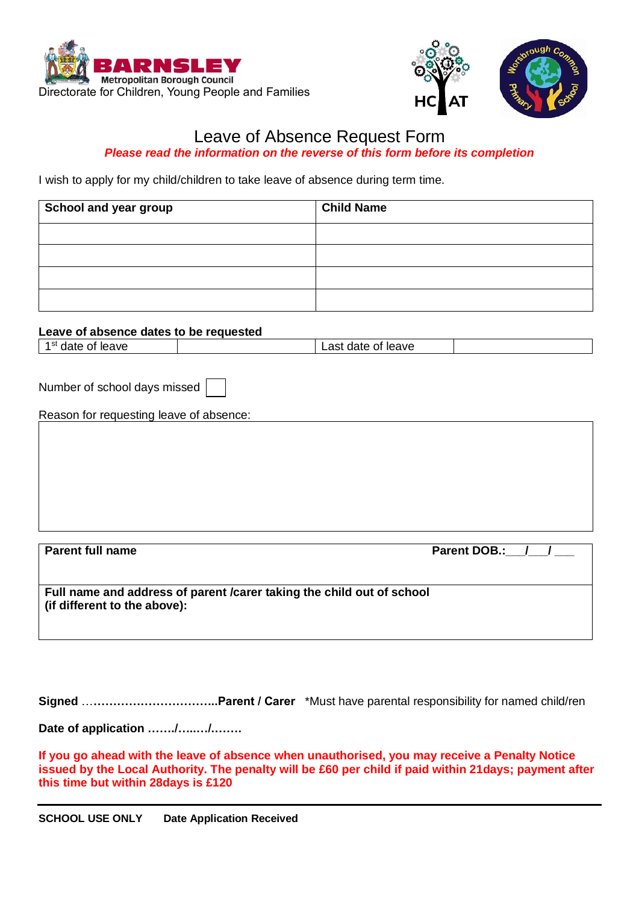BARNSLEY
Metropolitan Borough Council
Directorate for Children, Young People and Families

HCAT

Worsbrough Common Primary School

# Leave of Absence Request Form

***Please read the information on the reverse of this form before its completion***

I wish to apply for my child/children to take leave of absence during term time.

| School and year group | Child Name |
|---|---|
| | |
| | |
| | |
| | |

**Leave of absence dates to be requested**

| 1st date of leave | | Last date of leave | |
|---|---|---|---|

Number of school days missed [ ]

Reason for requesting leave of absence:

| |
|---|
| |

| Parent full name | Parent DOB.:\_\_\_/\_\_\_/ \_\_\_ |
|---|---|
| **Full name and address of parent /carer taking the child out of school (if different to the above):** | |

**Signed** ……………………………..**Parent / Carer** \*Must have parental responsibility for named child/ren

**Date of application ……./….…/……..**

**If you go ahead with the leave of absence when unauthorised, you may receive a Penalty Notice issued by the Local Authority. The penalty will be £60 per child if paid within 21days; payment after this time but within 28days is £120**

---

**SCHOOL USE ONLY** **Date Application Received**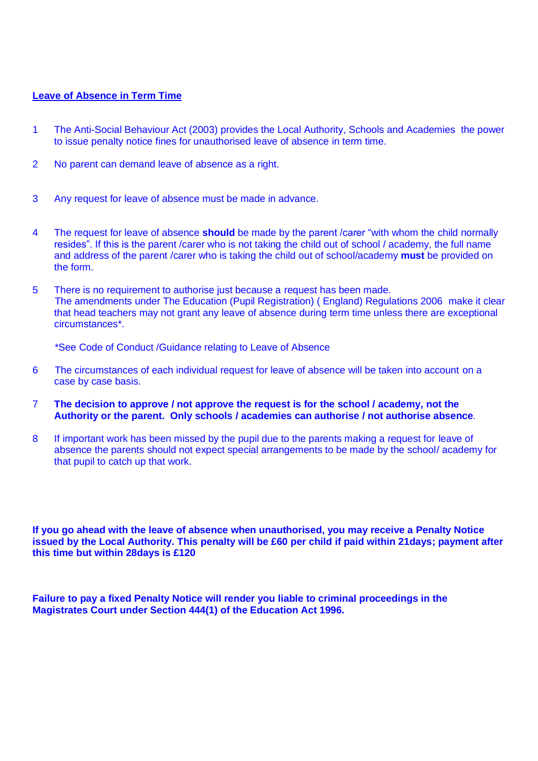## Leave of Absence in Term Time

1. The Anti-Social Behaviour Act (2003) provides the Local Authority, Schools and Academies the power to issue penalty notice fines for unauthorised leave of absence in term time.

2. No parent can demand leave of absence as a right.

3. Any request for leave of absence must be made in advance.

4. The request for leave of absence **should** be made by the parent /carer "with whom the child normally resides". If this is the parent /carer who is not taking the child out of school / academy, the full name and address of the parent /carer who is taking the child out of school/academy **must** be provided on the form.

5. There is no requirement to authorise just because a request has been made. The amendments under The Education (Pupil Registration) ( England) Regulations 2006 make it clear that head teachers may not grant any leave of absence during term time unless there are exceptional circumstances*.

   *See Code of Conduct /Guidance relating to Leave of Absence

6. The circumstances of each individual request for leave of absence will be taken into account on a case by case basis.

7. **The decision to approve / not approve the request is for the school / academy, not the Authority or the parent. Only schools / academies can authorise / not authorise absence**.

8. If important work has been missed by the pupil due to the parents making a request for leave of absence the parents should not expect special arrangements to be made by the school/ academy for that pupil to catch up that work.

**If you go ahead with the leave of absence when unauthorised, you may receive a Penalty Notice issued by the Local Authority. This penalty will be £60 per child if paid within 21days; payment after this time but within 28days is £120**

**Failure to pay a fixed Penalty Notice will render you liable to criminal proceedings in the Magistrates Court under Section 444(1) of the Education Act 1996.**